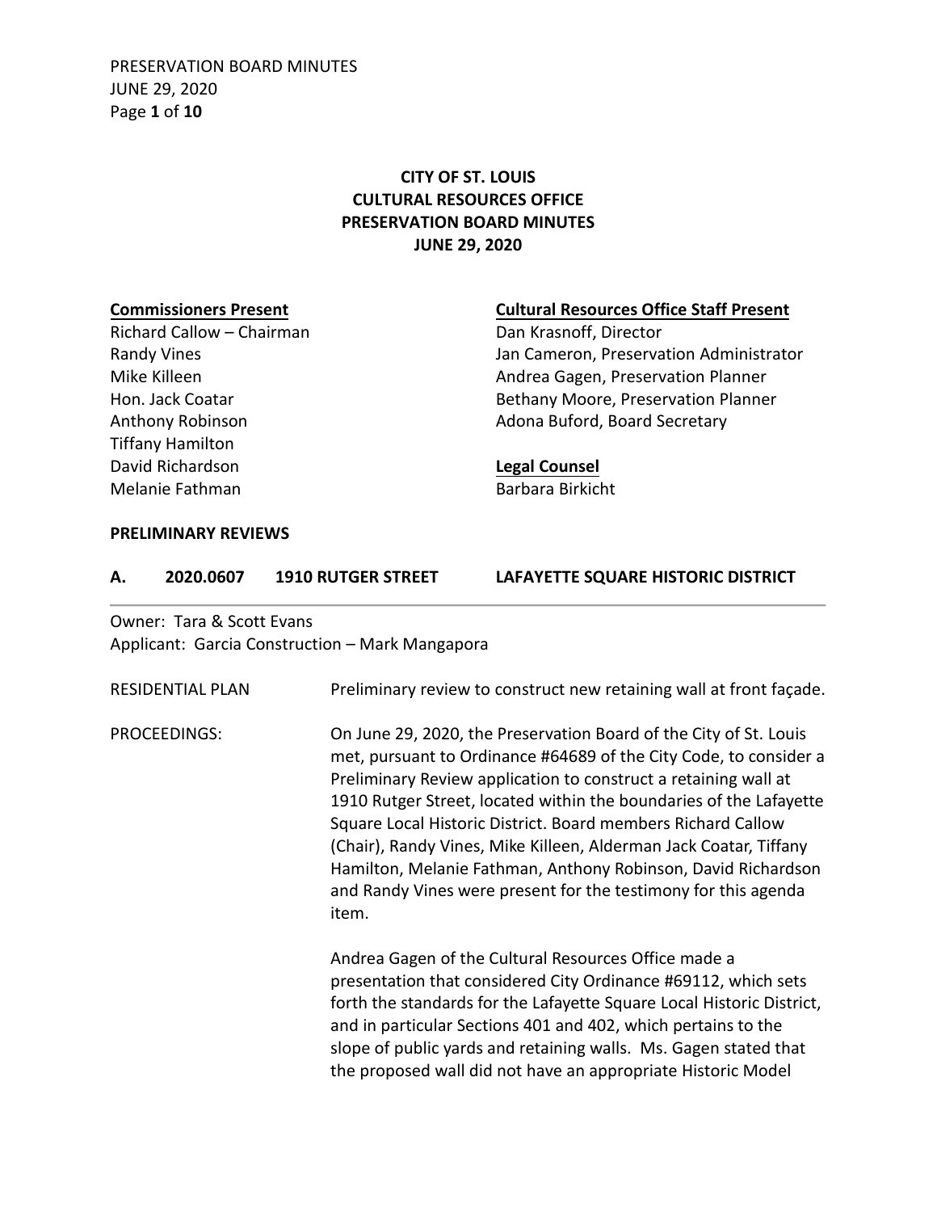# CITY OF ST. LOUIS
# CULTURAL RESOURCES OFFICE
# PRESERVATION BOARD MINUTES
# JUNE 29, 2020

**Commissioners Present**

Richard Callow – Chairman
Randy Vines
Mike Killeen
Hon. Jack Coatar
Anthony Robinson
Tiffany Hamilton
David Richardson
Melanie Fathman

**Cultural Resources Office Staff Present**

Dan Krasnoff, Director
Jan Cameron, Preservation Administrator
Andrea Gagen, Preservation Planner
Bethany Moore, Preservation Planner
Adona Buford, Board Secretary

**Legal Counsel**

Barbara Birkicht

**PRELIMINARY REVIEWS**

**A. 2020.0607 1910 RUTGER STREET LAFAYETTE SQUARE HISTORIC DISTRICT**

Owner: Tara & Scott Evans
Applicant: Garcia Construction – Mark Mangapora

RESIDENTIAL PLAN: Preliminary review to construct new retaining wall at front façade.

PROCEEDINGS: On June 29, 2020, the Preservation Board of the City of St. Louis met, pursuant to Ordinance #64689 of the City Code, to consider a Preliminary Review application to construct a retaining wall at 1910 Rutger Street, located within the boundaries of the Lafayette Square Local Historic District. Board members Richard Callow (Chair), Randy Vines, Mike Killeen, Alderman Jack Coatar, Tiffany Hamilton, Melanie Fathman, Anthony Robinson, David Richardson and Randy Vines were present for the testimony for this agenda item.

Andrea Gagen of the Cultural Resources Office made a presentation that considered City Ordinance #69112, which sets forth the standards for the Lafayette Square Local Historic District, and in particular Sections 401 and 402, which pertains to the slope of public yards and retaining walls. Ms. Gagen stated that the proposed wall did not have an appropriate Historic Model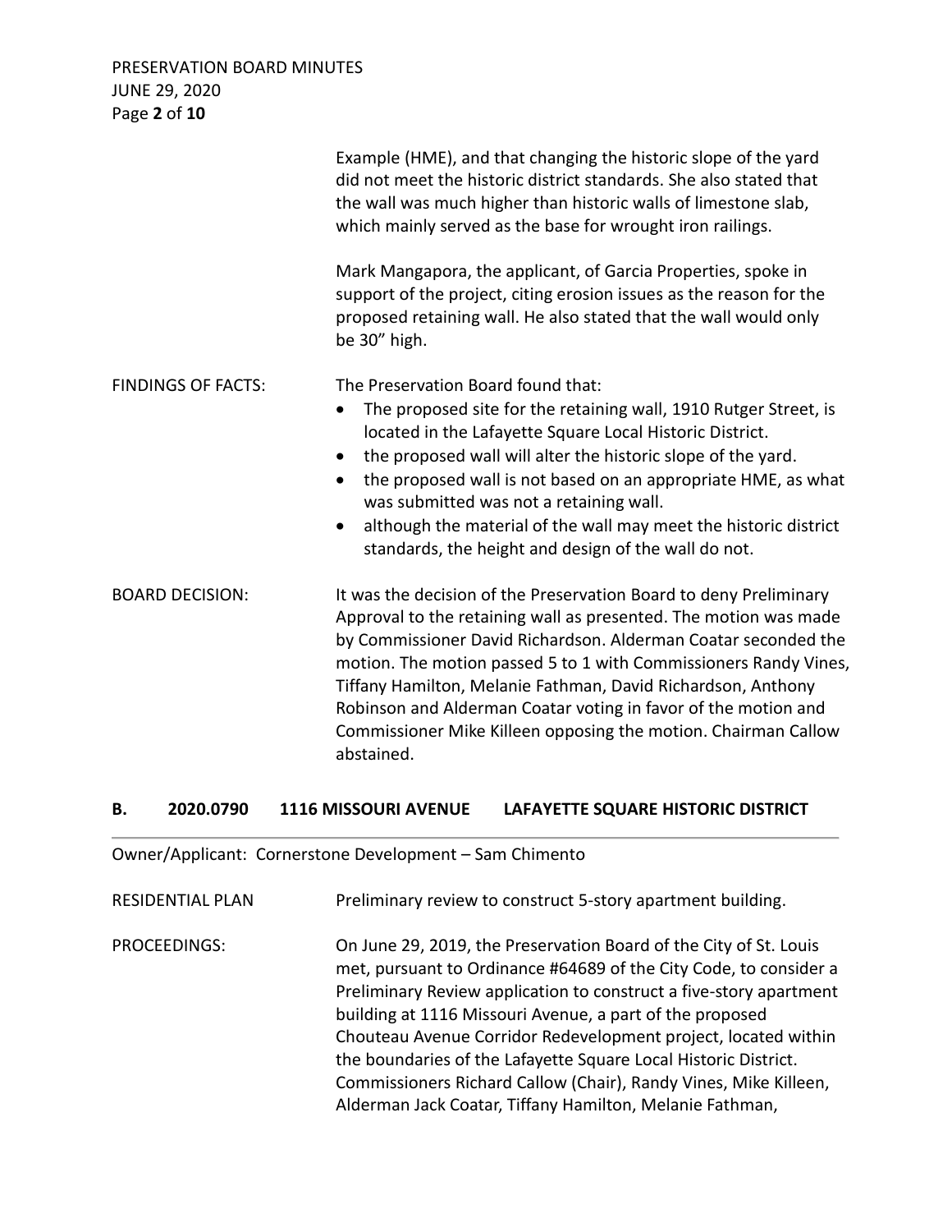Example (HME), and that changing the historic slope of the yard did not meet the historic district standards. She also stated that the wall was much higher than historic walls of limestone slab, which mainly served as the base for wrought iron railings.

Mark Mangapora, the applicant, of Garcia Properties, spoke in support of the project, citing erosion issues as the reason for the proposed retaining wall. He also stated that the wall would only be 30" high.

FINDINGS OF FACTS: The Preservation Board found that:

- The proposed site for the retaining wall, 1910 Rutger Street, is located in the Lafayette Square Local Historic District.
- the proposed wall will alter the historic slope of the yard.
- the proposed wall is not based on an appropriate HME, as what was submitted was not a retaining wall.
- although the material of the wall may meet the historic district standards, the height and design of the wall do not.

BOARD DECISION: It was the decision of the Preservation Board to deny Preliminary Approval to the retaining wall as presented. The motion was made by Commissioner David Richardson. Alderman Coatar seconded the motion. The motion passed 5 to 1 with Commissioners Randy Vines, Tiffany Hamilton, Melanie Fathman, David Richardson, Anthony Robinson and Alderman Coatar voting in favor of the motion and Commissioner Mike Killeen opposing the motion. Chairman Callow abstained.

## B. 2020.0790 1116 MISSOURI AVENUE LAFAYETTE SQUARE HISTORIC DISTRICT

Owner/Applicant: Cornerstone Development – Sam Chimento

RESIDENTIAL PLAN Preliminary review to construct 5-story apartment building.

PROCEEDINGS: On June 29, 2019, the Preservation Board of the City of St. Louis met, pursuant to Ordinance #64689 of the City Code, to consider a Preliminary Review application to construct a five-story apartment building at 1116 Missouri Avenue, a part of the proposed Chouteau Avenue Corridor Redevelopment project, located within the boundaries of the Lafayette Square Local Historic District. Commissioners Richard Callow (Chair), Randy Vines, Mike Killeen, Alderman Jack Coatar, Tiffany Hamilton, Melanie Fathman,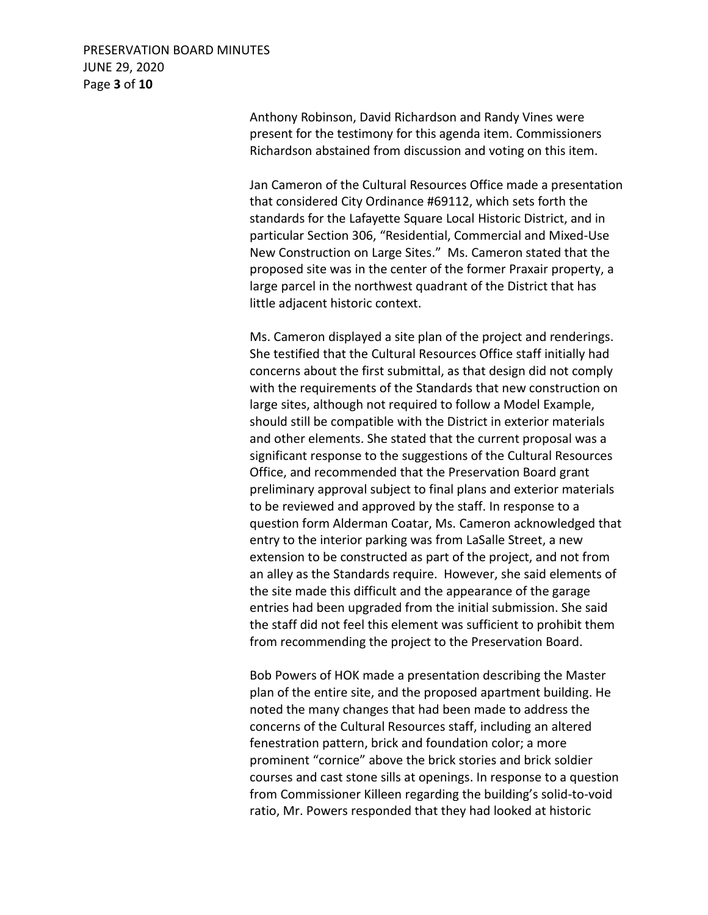Anthony Robinson, David Richardson and Randy Vines were present for the testimony for this agenda item. Commissioners Richardson abstained from discussion and voting on this item.

Jan Cameron of the Cultural Resources Office made a presentation that considered City Ordinance #69112, which sets forth the standards for the Lafayette Square Local Historic District, and in particular Section 306, "Residential, Commercial and Mixed-Use New Construction on Large Sites." Ms. Cameron stated that the proposed site was in the center of the former Praxair property, a large parcel in the northwest quadrant of the District that has little adjacent historic context.

Ms. Cameron displayed a site plan of the project and renderings. She testified that the Cultural Resources Office staff initially had concerns about the first submittal, as that design did not comply with the requirements of the Standards that new construction on large sites, although not required to follow a Model Example, should still be compatible with the District in exterior materials and other elements. She stated that the current proposal was a significant response to the suggestions of the Cultural Resources Office, and recommended that the Preservation Board grant preliminary approval subject to final plans and exterior materials to be reviewed and approved by the staff. In response to a question form Alderman Coatar, Ms. Cameron acknowledged that entry to the interior parking was from LaSalle Street, a new extension to be constructed as part of the project, and not from an alley as the Standards require. However, she said elements of the site made this difficult and the appearance of the garage entries had been upgraded from the initial submission. She said the staff did not feel this element was sufficient to prohibit them from recommending the project to the Preservation Board.

Bob Powers of HOK made a presentation describing the Master plan of the entire site, and the proposed apartment building. He noted the many changes that had been made to address the concerns of the Cultural Resources staff, including an altered fenestration pattern, brick and foundation color; a more prominent "cornice" above the brick stories and brick soldier courses and cast stone sills at openings. In response to a question from Commissioner Killeen regarding the building's solid-to-void ratio, Mr. Powers responded that they had looked at historic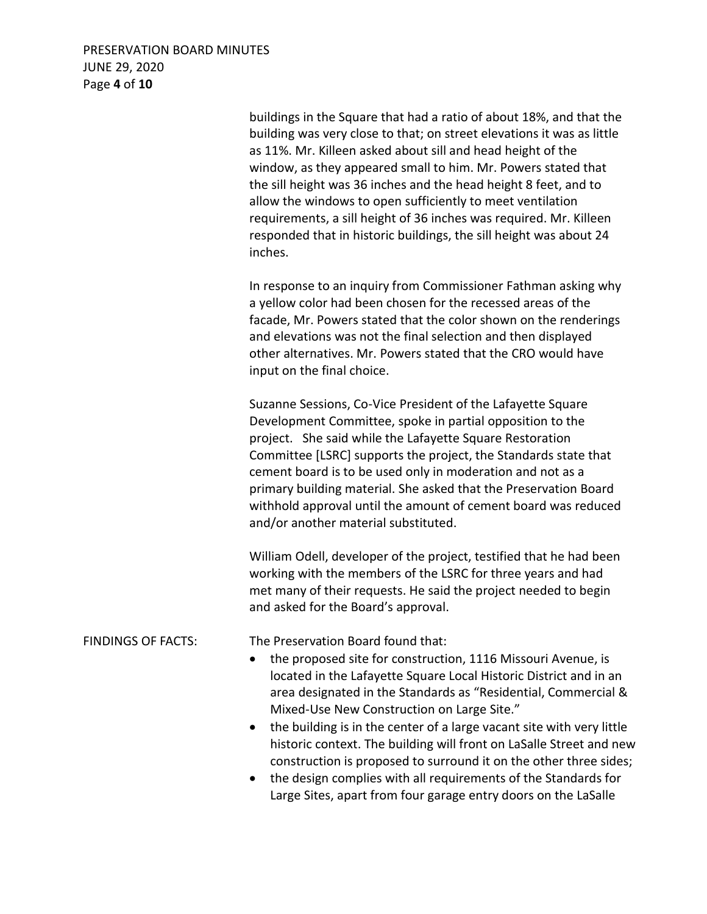buildings in the Square that had a ratio of about 18%, and that the building was very close to that; on street elevations it was as little as 11%. Mr. Killeen asked about sill and head height of the window, as they appeared small to him. Mr. Powers stated that the sill height was 36 inches and the head height 8 feet, and to allow the windows to open sufficiently to meet ventilation requirements, a sill height of 36 inches was required. Mr. Killeen responded that in historic buildings, the sill height was about 24 inches.

In response to an inquiry from Commissioner Fathman asking why a yellow color had been chosen for the recessed areas of the facade, Mr. Powers stated that the color shown on the renderings and elevations was not the final selection and then displayed other alternatives. Mr. Powers stated that the CRO would have input on the final choice.

Suzanne Sessions, Co-Vice President of the Lafayette Square Development Committee, spoke in partial opposition to the project. She said while the Lafayette Square Restoration Committee [LSRC] supports the project, the Standards state that cement board is to be used only in moderation and not as a primary building material. She asked that the Preservation Board withhold approval until the amount of cement board was reduced and/or another material substituted.

William Odell, developer of the project, testified that he had been working with the members of the LSRC for three years and had met many of their requests. He said the project needed to begin and asked for the Board's approval.

FINDINGS OF FACTS: The Preservation Board found that:

- the proposed site for construction, 1116 Missouri Avenue, is located in the Lafayette Square Local Historic District and in an area designated in the Standards as "Residential, Commercial & Mixed-Use New Construction on Large Site."
- the building is in the center of a large vacant site with very little historic context. The building will front on LaSalle Street and new construction is proposed to surround it on the other three sides;
- the design complies with all requirements of the Standards for Large Sites, apart from four garage entry doors on the LaSalle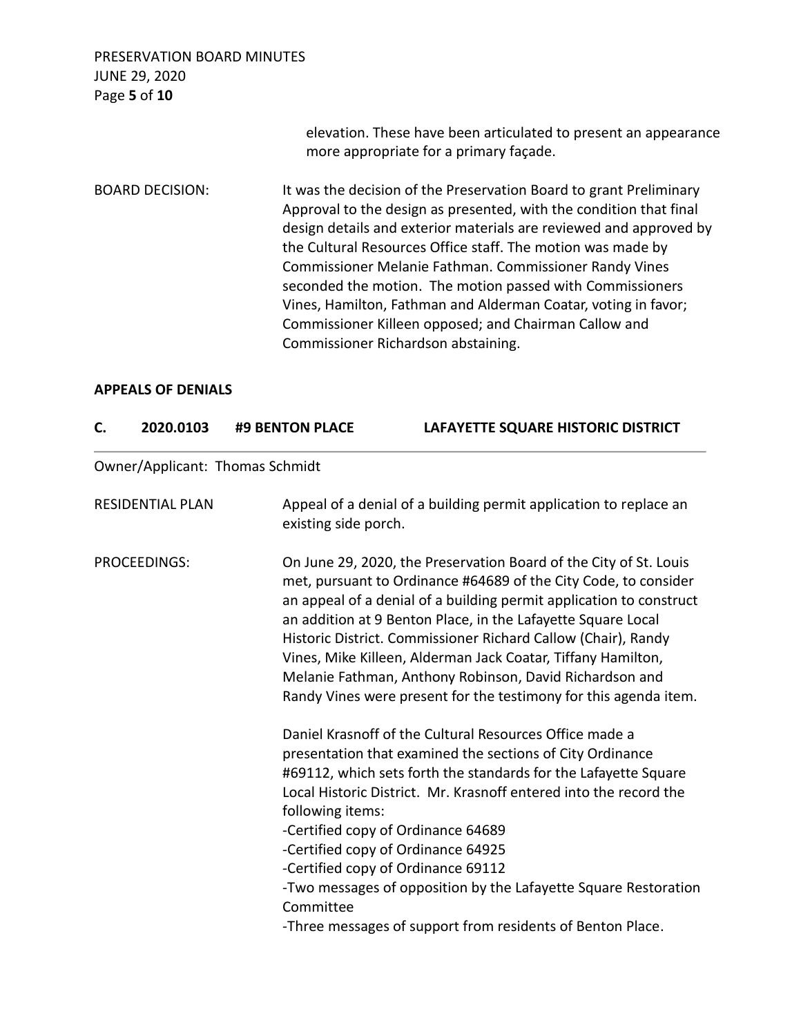elevation. These have been articulated to present an appearance more appropriate for a primary façade.

BOARD DECISION: It was the decision of the Preservation Board to grant Preliminary Approval to the design as presented, with the condition that final design details and exterior materials are reviewed and approved by the Cultural Resources Office staff. The motion was made by Commissioner Melanie Fathman. Commissioner Randy Vines seconded the motion. The motion passed with Commissioners Vines, Hamilton, Fathman and Alderman Coatar, voting in favor; Commissioner Killeen opposed; and Chairman Callow and Commissioner Richardson abstaining.

**APPEALS OF DENIALS**

## C. 2020.0103 #9 BENTON PLACE LAFAYETTE SQUARE HISTORIC DISTRICT

Owner/Applicant: Thomas Schmidt

RESIDENTIAL PLAN Appeal of a denial of a building permit application to replace an existing side porch.

PROCEEDINGS: On June 29, 2020, the Preservation Board of the City of St. Louis met, pursuant to Ordinance #64689 of the City Code, to consider an appeal of a denial of a building permit application to construct an addition at 9 Benton Place, in the Lafayette Square Local Historic District. Commissioner Richard Callow (Chair), Randy Vines, Mike Killeen, Alderman Jack Coatar, Tiffany Hamilton, Melanie Fathman, Anthony Robinson, David Richardson and Randy Vines were present for the testimony for this agenda item.

Daniel Krasnoff of the Cultural Resources Office made a presentation that examined the sections of City Ordinance #69112, which sets forth the standards for the Lafayette Square Local Historic District. Mr. Krasnoff entered into the record the following items:
-Certified copy of Ordinance 64689
-Certified copy of Ordinance 64925
-Certified copy of Ordinance 69112
-Two messages of opposition by the Lafayette Square Restoration Committee
-Three messages of support from residents of Benton Place.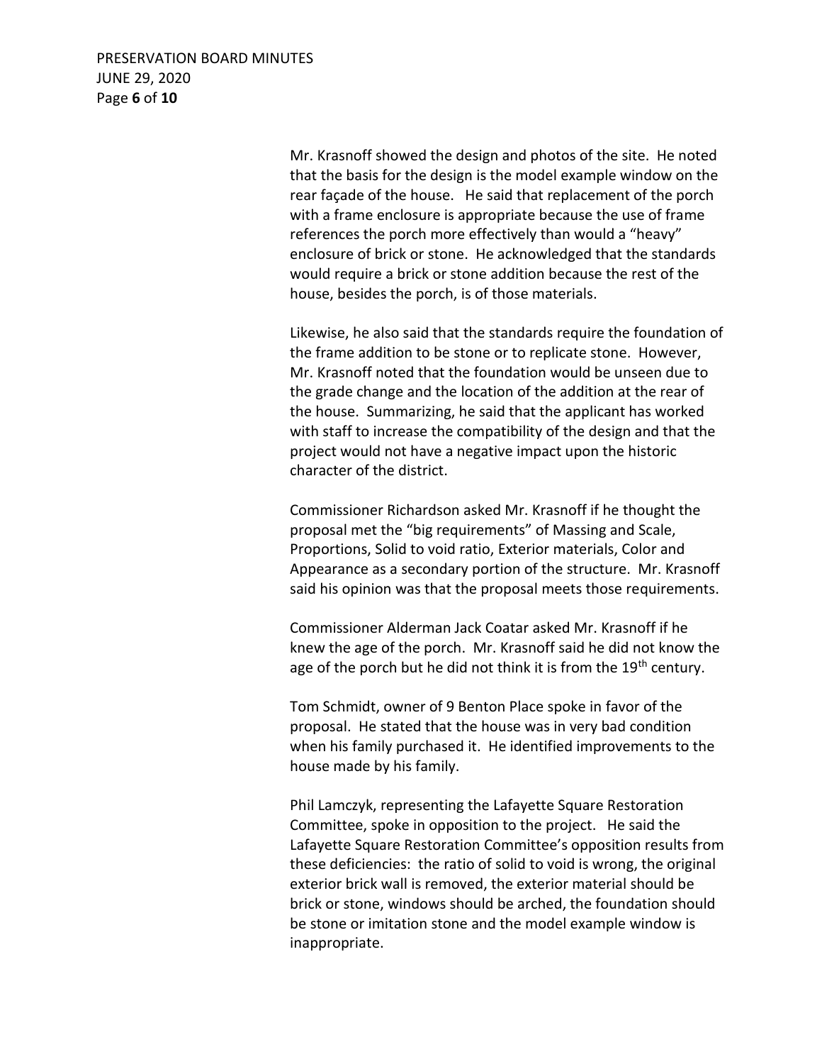Mr. Krasnoff showed the design and photos of the site. He noted that the basis for the design is the model example window on the rear façade of the house. He said that replacement of the porch with a frame enclosure is appropriate because the use of frame references the porch more effectively than would a "heavy" enclosure of brick or stone. He acknowledged that the standards would require a brick or stone addition because the rest of the house, besides the porch, is of those materials.

Likewise, he also said that the standards require the foundation of the frame addition to be stone or to replicate stone. However, Mr. Krasnoff noted that the foundation would be unseen due to the grade change and the location of the addition at the rear of the house. Summarizing, he said that the applicant has worked with staff to increase the compatibility of the design and that the project would not have a negative impact upon the historic character of the district.

Commissioner Richardson asked Mr. Krasnoff if he thought the proposal met the "big requirements" of Massing and Scale, Proportions, Solid to void ratio, Exterior materials, Color and Appearance as a secondary portion of the structure. Mr. Krasnoff said his opinion was that the proposal meets those requirements.

Commissioner Alderman Jack Coatar asked Mr. Krasnoff if he knew the age of the porch. Mr. Krasnoff said he did not know the age of the porch but he did not think it is from the 19th century.

Tom Schmidt, owner of 9 Benton Place spoke in favor of the proposal. He stated that the house was in very bad condition when his family purchased it. He identified improvements to the house made by his family.

Phil Lamczyk, representing the Lafayette Square Restoration Committee, spoke in opposition to the project. He said the Lafayette Square Restoration Committee's opposition results from these deficiencies: the ratio of solid to void is wrong, the original exterior brick wall is removed, the exterior material should be brick or stone, windows should be arched, the foundation should be stone or imitation stone and the model example window is inappropriate.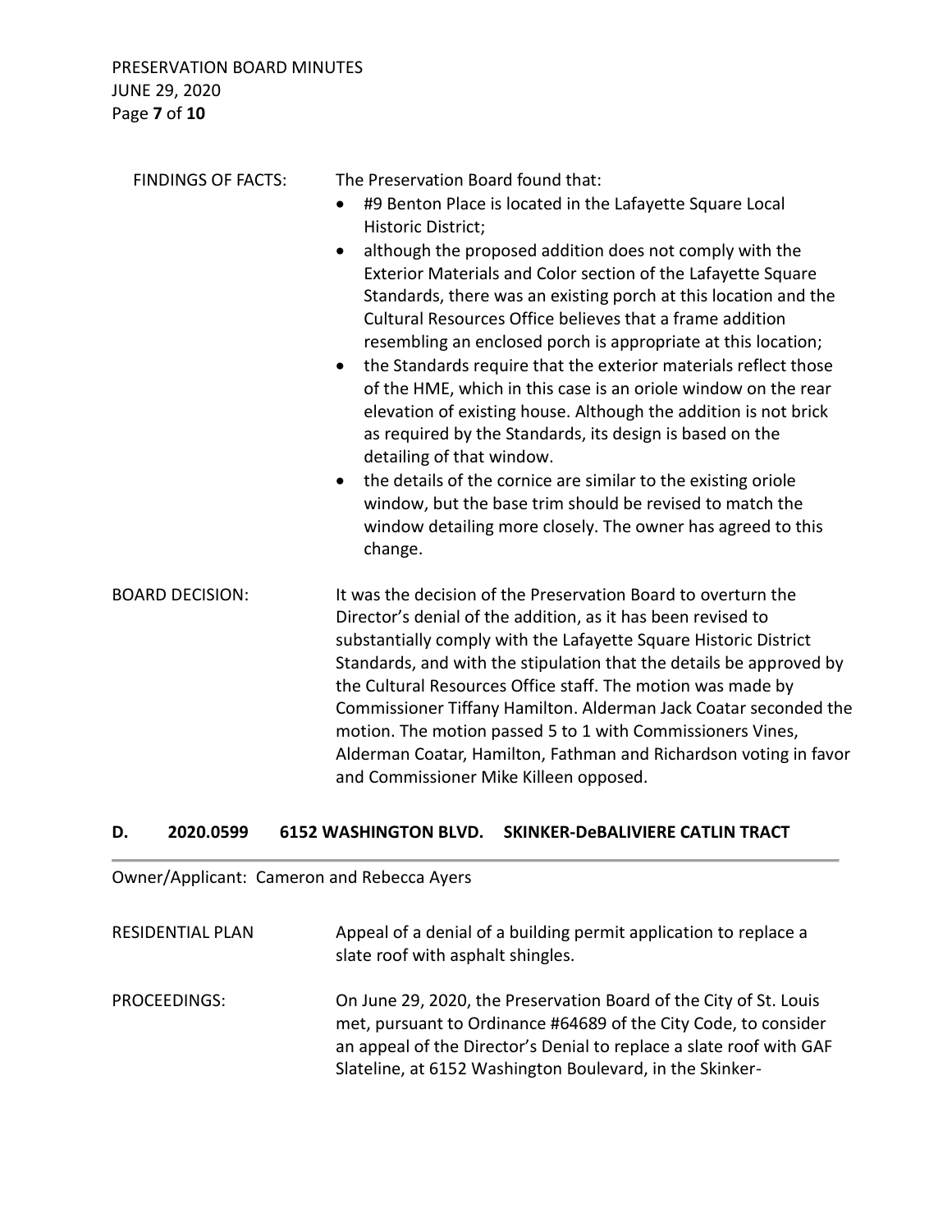FINDINGS OF FACTS: The Preservation Board found that:

- #9 Benton Place is located in the Lafayette Square Local Historic District;
- although the proposed addition does not comply with the Exterior Materials and Color section of the Lafayette Square Standards, there was an existing porch at this location and the Cultural Resources Office believes that a frame addition resembling an enclosed porch is appropriate at this location;
- the Standards require that the exterior materials reflect those of the HME, which in this case is an oriole window on the rear elevation of existing house. Although the addition is not brick as required by the Standards, its design is based on the detailing of that window.
- the details of the cornice are similar to the existing oriole window, but the base trim should be revised to match the window detailing more closely. The owner has agreed to this change.

BOARD DECISION: It was the decision of the Preservation Board to overturn the Director's denial of the addition, as it has been revised to substantially comply with the Lafayette Square Historic District Standards, and with the stipulation that the details be approved by the Cultural Resources Office staff. The motion was made by Commissioner Tiffany Hamilton. Alderman Jack Coatar seconded the motion. The motion passed 5 to 1 with Commissioners Vines, Alderman Coatar, Hamilton, Fathman and Richardson voting in favor and Commissioner Mike Killeen opposed.

## D. 2020.0599 6152 WASHINGTON BLVD. SKINKER-DeBALIVIERE CATLIN TRACT

Owner/Applicant: Cameron and Rebecca Ayers

RESIDENTIAL PLAN Appeal of a denial of a building permit application to replace a slate roof with asphalt shingles.

PROCEEDINGS: On June 29, 2020, the Preservation Board of the City of St. Louis met, pursuant to Ordinance #64689 of the City Code, to consider an appeal of the Director's Denial to replace a slate roof with GAF Slateline, at 6152 Washington Boulevard, in the Skinker-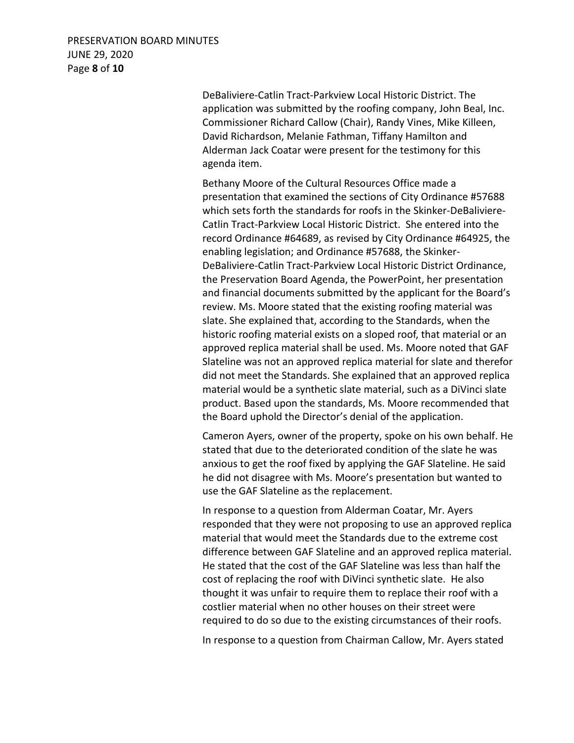DeBaliviere-Catlin Tract-Parkview Local Historic District. The application was submitted by the roofing company, John Beal, Inc. Commissioner Richard Callow (Chair), Randy Vines, Mike Killeen, David Richardson, Melanie Fathman, Tiffany Hamilton and Alderman Jack Coatar were present for the testimony for this agenda item.

Bethany Moore of the Cultural Resources Office made a presentation that examined the sections of City Ordinance #57688 which sets forth the standards for roofs in the Skinker-DeBaliviere-Catlin Tract-Parkview Local Historic District. She entered into the record Ordinance #64689, as revised by City Ordinance #64925, the enabling legislation; and Ordinance #57688, the Skinker-DeBaliviere-Catlin Tract-Parkview Local Historic District Ordinance, the Preservation Board Agenda, the PowerPoint, her presentation and financial documents submitted by the applicant for the Board's review. Ms. Moore stated that the existing roofing material was slate. She explained that, according to the Standards, when the historic roofing material exists on a sloped roof, that material or an approved replica material shall be used. Ms. Moore noted that GAF Slateline was not an approved replica material for slate and therefor did not meet the Standards. She explained that an approved replica material would be a synthetic slate material, such as a DiVinci slate product. Based upon the standards, Ms. Moore recommended that the Board uphold the Director's denial of the application.

Cameron Ayers, owner of the property, spoke on his own behalf. He stated that due to the deteriorated condition of the slate he was anxious to get the roof fixed by applying the GAF Slateline. He said he did not disagree with Ms. Moore's presentation but wanted to use the GAF Slateline as the replacement.

In response to a question from Alderman Coatar, Mr. Ayers responded that they were not proposing to use an approved replica material that would meet the Standards due to the extreme cost difference between GAF Slateline and an approved replica material. He stated that the cost of the GAF Slateline was less than half the cost of replacing the roof with DiVinci synthetic slate. He also thought it was unfair to require them to replace their roof with a costlier material when no other houses on their street were required to do so due to the existing circumstances of their roofs.

In response to a question from Chairman Callow, Mr. Ayers stated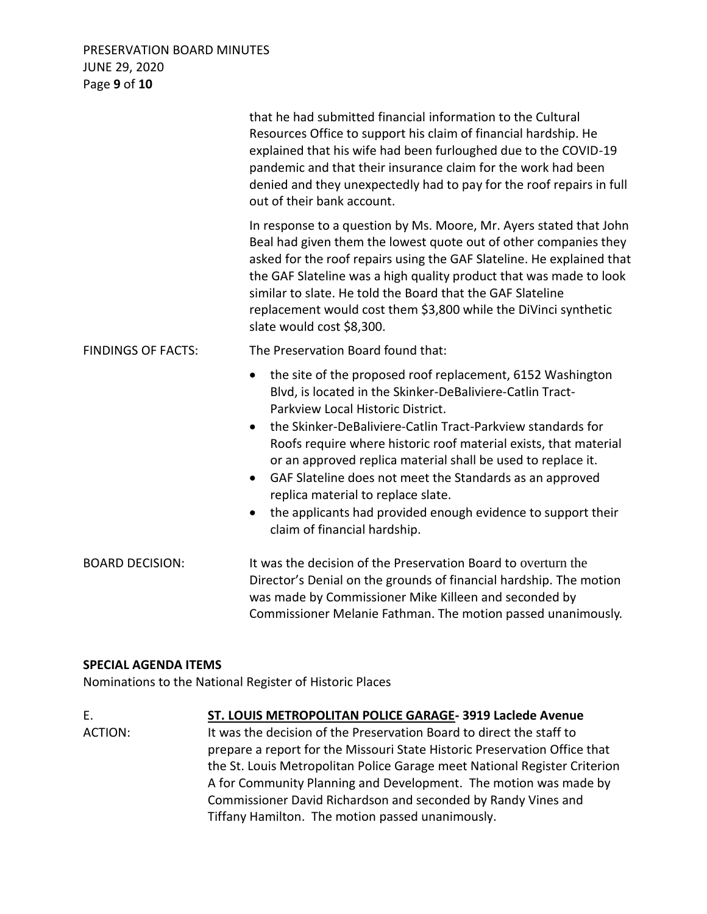that he had submitted financial information to the Cultural Resources Office to support his claim of financial hardship. He explained that his wife had been furloughed due to the COVID-19 pandemic and that their insurance claim for the work had been denied and they unexpectedly had to pay for the roof repairs in full out of their bank account.

In response to a question by Ms. Moore, Mr. Ayers stated that John Beal had given them the lowest quote out of other companies they asked for the roof repairs using the GAF Slateline. He explained that the GAF Slateline was a high quality product that was made to look similar to slate. He told the Board that the GAF Slateline replacement would cost them $3,800 while the DiVinci synthetic slate would cost $8,300.

FINDINGS OF FACTS: The Preservation Board found that:

- the site of the proposed roof replacement, 6152 Washington Blvd, is located in the Skinker-DeBaliviere-Catlin Tract-Parkview Local Historic District.
- the Skinker-DeBaliviere-Catlin Tract-Parkview standards for Roofs require where historic roof material exists, that material or an approved replica material shall be used to replace it.
- GAF Slateline does not meet the Standards as an approved replica material to replace slate.
- the applicants had provided enough evidence to support their claim of financial hardship.

BOARD DECISION: It was the decision of the Preservation Board to overturn the Director's Denial on the grounds of financial hardship. The motion was made by Commissioner Mike Killeen and seconded by Commissioner Melanie Fathman. The motion passed unanimously.

**SPECIAL AGENDA ITEMS**

Nominations to the National Register of Historic Places

E. **ST. LOUIS METROPOLITAN POLICE GARAGE- 3919 Laclede Avenue**

ACTION: It was the decision of the Preservation Board to direct the staff to prepare a report for the Missouri State Historic Preservation Office that the St. Louis Metropolitan Police Garage meet National Register Criterion A for Community Planning and Development. The motion was made by Commissioner David Richardson and seconded by Randy Vines and Tiffany Hamilton. The motion passed unanimously.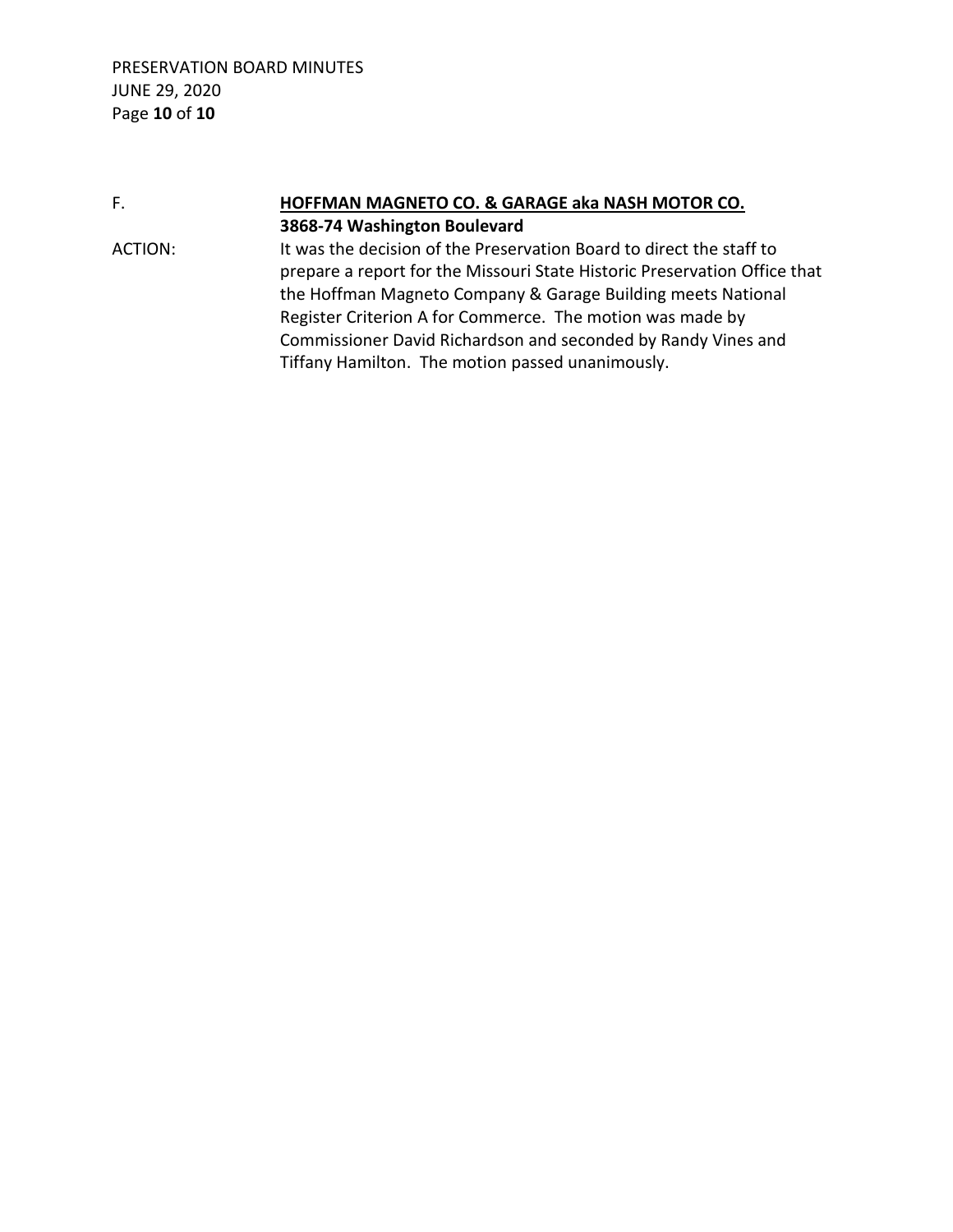F. **<u>HOFFMAN MAGNETO CO. & GARAGE aka NASH MOTOR CO.</u>**
**3868-74 Washington Boulevard**

ACTION: It was the decision of the Preservation Board to direct the staff to prepare a report for the Missouri State Historic Preservation Office that the Hoffman Magneto Company & Garage Building meets National Register Criterion A for Commerce. The motion was made by Commissioner David Richardson and seconded by Randy Vines and Tiffany Hamilton. The motion passed unanimously.